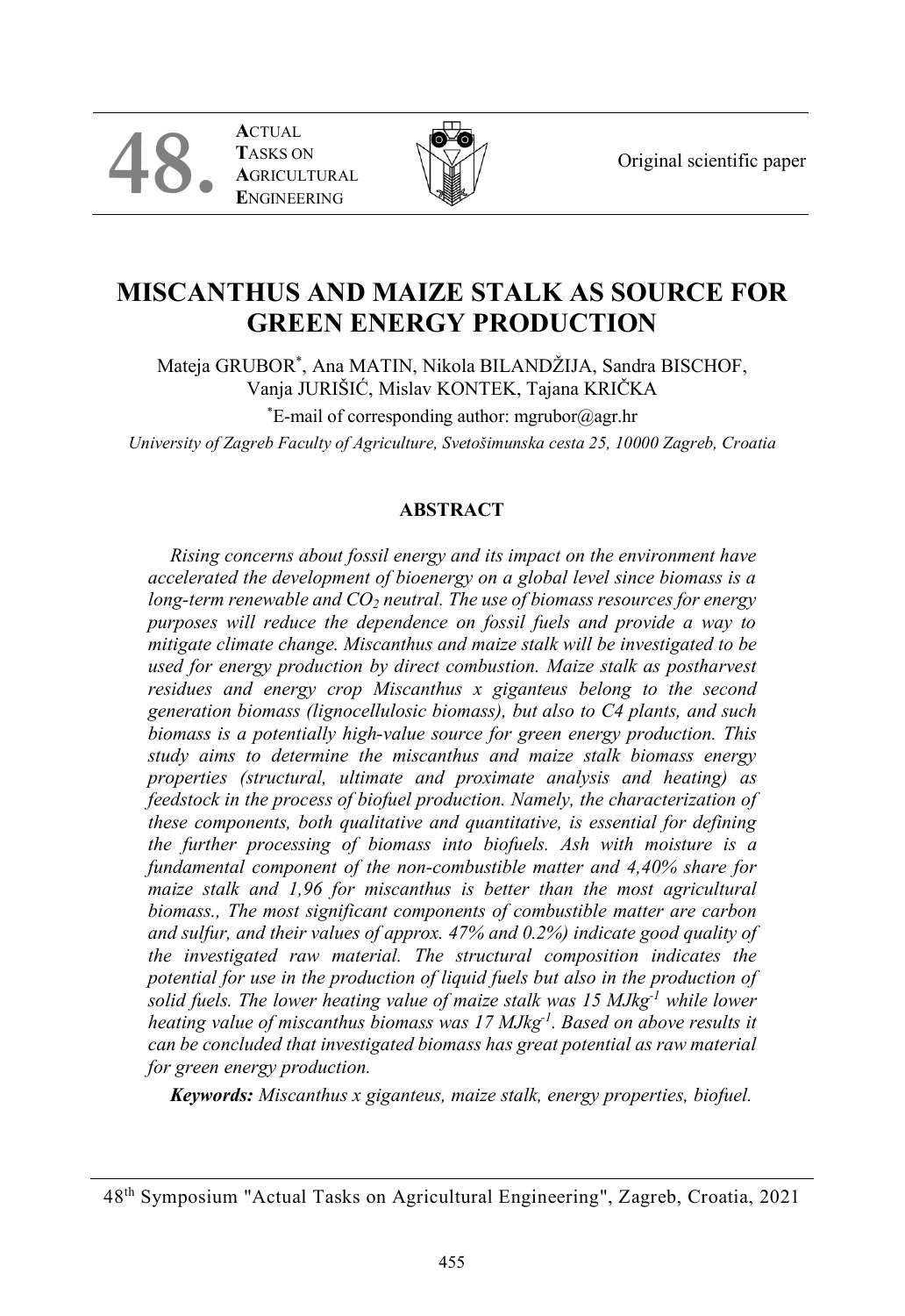Original scientific paper

# MISCANTHUS AND MAIZE STALK AS SOURCE FOR GREEN ENERGY PRODUCTION

Mateja GRUBOR[*], Ana MATIN, Nikola BILANDŽIJA, Sandra BISCHOF, Vanja JURIŠIĆ, Mislav KONTEK, Tajana KRIČKA

[*]E-mail of corresponding author: mgrubor@agr.hr

*University of Zagreb Faculty of Agriculture, Svetošimunska cesta 25, 10000 Zagreb, Croatia*

## ABSTRACT

*Rising concerns about fossil energy and its impact on the environment have accelerated the development of bioenergy on a global level since biomass is a long-term renewable and $CO_2$ neutral. The use of biomass resources for energy purposes will reduce the dependence on fossil fuels and provide a way to mitigate climate change. Miscanthus and maize stalk will be investigated to be used for energy production by direct combustion. Maize stalk as postharvest residues and energy crop Miscanthus x giganteus belong to the second generation biomass (lignocellulosic biomass), but also to C4 plants, and such biomass is a potentially high-value source for green energy production. This study aims to determine the miscanthus and maize stalk biomass energy properties (structural, ultimate and proximate analysis and heating) as feedstock in the process of biofuel production. Namely, the characterization of these components, both qualitative and quantitative, is essential for defining the further processing of biomass into biofuels. Ash with moisture is a fundamental component of the non-combustible matter and 4,40% share for maize stalk and 1,96 for miscanthus is better than the most agricultural biomass., The most significant components of combustible matter are carbon and sulfur, and their values of approx. 47% and 0.2%) indicate good quality of the investigated raw material. The structural composition indicates the potential for use in the production of liquid fuels but also in the production of solid fuels. The lower heating value of maize stalk was 15 $MJkg^{-1}$ while lower heating value of miscanthus biomass was 17 $MJkg^{-1}$. Based on above results it can be concluded that investigated biomass has great potential as raw material for green energy production.*

***Keywords:*** *Miscanthus x giganteus, maize stalk, energy properties, biofuel.*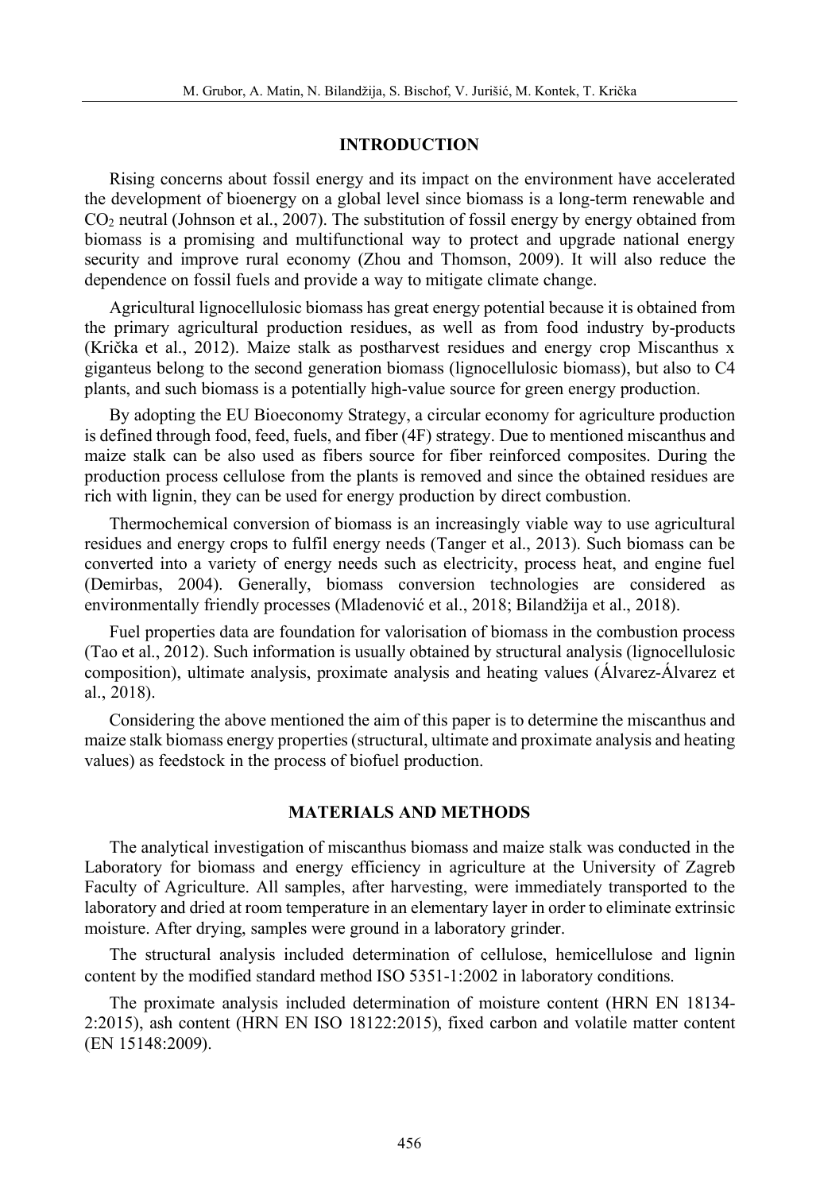## INTRODUCTION

Rising concerns about fossil energy and its impact on the environment have accelerated the development of bioenergy on a global level since biomass is a long-term renewable and $CO_2$ neutral (Johnson et al., 2007). The substitution of fossil energy by energy obtained from biomass is a promising and multifunctional way to protect and upgrade national energy security and improve rural economy (Zhou and Thomson, 2009). It will also reduce the dependence on fossil fuels and provide a way to mitigate climate change.

Agricultural lignocellulosic biomass has great energy potential because it is obtained from the primary agricultural production residues, as well as from food industry by-products (Krička et al., 2012). Maize stalk as postharvest residues and energy crop Miscanthus x giganteus belong to the second generation biomass (lignocellulosic biomass), but also to C4 plants, and such biomass is a potentially high-value source for green energy production.

By adopting the EU Bioeconomy Strategy, a circular economy for agriculture production is defined through food, feed, fuels, and fiber (4F) strategy. Due to mentioned miscanthus and maize stalk can be also used as fibers source for fiber reinforced composites. During the production process cellulose from the plants is removed and since the obtained residues are rich with lignin, they can be used for energy production by direct combustion.

Thermochemical conversion of biomass is an increasingly viable way to use agricultural residues and energy crops to fulfil energy needs (Tanger et al., 2013). Such biomass can be converted into a variety of energy needs such as electricity, process heat, and engine fuel (Demirbas, 2004). Generally, biomass conversion technologies are considered as environmentally friendly processes (Mladenović et al., 2018; Bilandžija et al., 2018).

Fuel properties data are foundation for valorisation of biomass in the combustion process (Tao et al., 2012). Such information is usually obtained by structural analysis (lignocellulosic composition), ultimate analysis, proximate analysis and heating values (Álvarez-Álvarez et al., 2018).

Considering the above mentioned the aim of this paper is to determine the miscanthus and maize stalk biomass energy properties (structural, ultimate and proximate analysis and heating values) as feedstock in the process of biofuel production.

## MATERIALS AND METHODS

The analytical investigation of miscanthus biomass and maize stalk was conducted in the Laboratory for biomass and energy efficiency in agriculture at the University of Zagreb Faculty of Agriculture. All samples, after harvesting, were immediately transported to the laboratory and dried at room temperature in an elementary layer in order to eliminate extrinsic moisture. After drying, samples were ground in a laboratory grinder.

The structural analysis included determination of cellulose, hemicellulose and lignin content by the modified standard method ISO 5351-1:2002 in laboratory conditions.

The proximate analysis included determination of moisture content (HRN EN 18134-2:2015), ash content (HRN EN ISO 18122:2015), fixed carbon and volatile matter content (EN 15148:2009).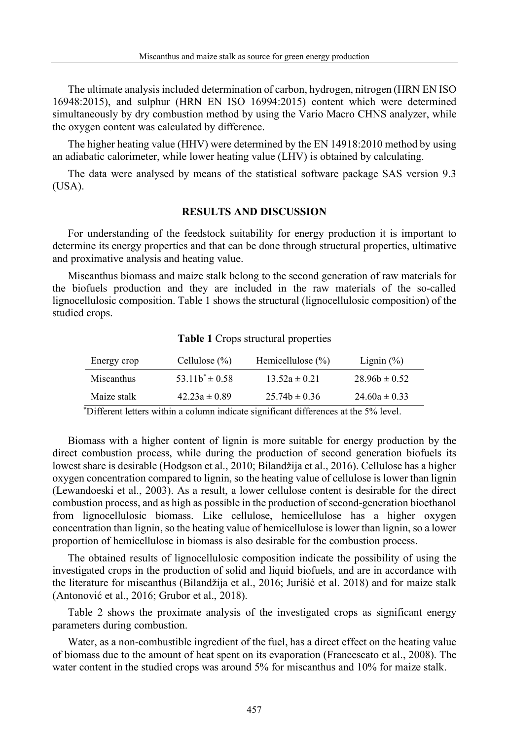The ultimate analysis included determination of carbon, hydrogen, nitrogen (HRN EN ISO 16948:2015), and sulphur (HRN EN ISO 16994:2015) content which were determined simultaneously by dry combustion method by using the Vario Macro CHNS analyzer, while the oxygen content was calculated by difference.

The higher heating value (HHV) were determined by the EN 14918:2010 method by using an adiabatic calorimeter, while lower heating value (LHV) is obtained by calculating.

The data were analysed by means of the statistical software package SAS version 9.3 (USA).

## RESULTS AND DISCUSSION

For understanding of the feedstock suitability for energy production it is important to determine its energy properties and that can be done through structural properties, ultimative and proximative analysis and heating value.

Miscanthus biomass and maize stalk belong to the second generation of raw materials for the biofuels production and they are included in the raw materials of the so-called lignocellulosic composition. Table 1 shows the structural (lignocellulosic composition) of the studied crops.

**Table 1** Crops structural properties

| Energy crop | Cellulose (%) | Hemicellulose (%) | Lignin (%) |
|---|---|---|---|
| Miscanthus | 53.11b* ± 0.58 | 13.52a ± 0.21 | 28.96b ± 0.52 |
| Maize stalk | 42.23a ± 0.89 | 25.74b ± 0.36 | 24.60a ± 0.33 |

*Different letters within a column indicate significant differences at the 5% level.

Biomass with a higher content of lignin is more suitable for energy production by the direct combustion process, while during the production of second generation biofuels its lowest share is desirable (Hodgson et al., 2010; Bilandžija et al., 2016). Cellulose has a higher oxygen concentration compared to lignin, so the heating value of cellulose is lower than lignin (Lewandoeski et al., 2003). As a result, a lower cellulose content is desirable for the direct combustion process, and as high as possible in the production of second-generation bioethanol from lignocellulosic biomass. Like cellulose, hemicellulose has a higher oxygen concentration than lignin, so the heating value of hemicellulose is lower than lignin, so a lower proportion of hemicellulose in biomass is also desirable for the combustion process.

The obtained results of lignocellulosic composition indicate the possibility of using the investigated crops in the production of solid and liquid biofuels, and are in accordance with the literature for miscanthus (Bilandžija et al., 2016; Jurišić et al. 2018) and for maize stalk (Antonović et al., 2016; Grubor et al., 2018).

Table 2 shows the proximate analysis of the investigated crops as significant energy parameters during combustion.

Water, as a non-combustible ingredient of the fuel, has a direct effect on the heating value of biomass due to the amount of heat spent on its evaporation (Francescato et al., 2008). The water content in the studied crops was around 5% for miscanthus and 10% for maize stalk.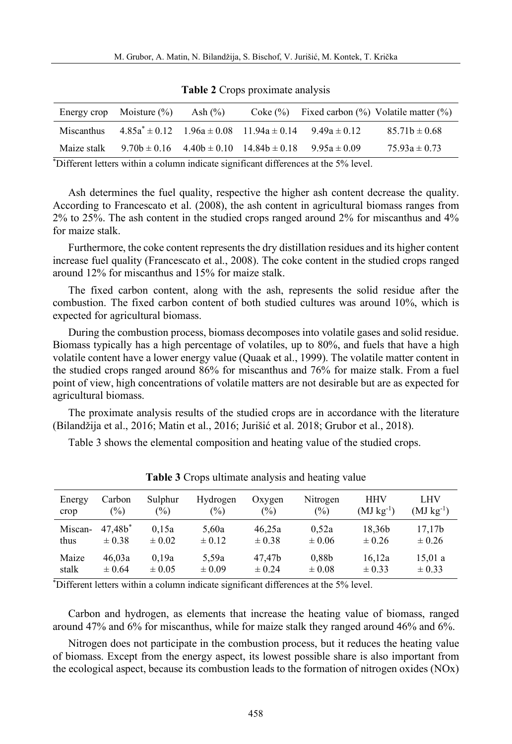**Table 2** Crops proximate analysis

| Energy crop | Moisture (%) | Ash (%) | Coke (%) | Fixed carbon (%) | Volatile matter (%) |
|---|---|---|---|---|---|
| Miscanthus | 4.85a* ± 0.12 | 1.96a ± 0.08 | 11.94a ± 0.14 | 9.49a ± 0.12 | 85.71b ± 0.68 |
| Maize stalk | 9.70b ± 0.16 | 4.40b ± 0.10 | 14.84b ± 0.18 | 9.95a ± 0.09 | 75.93a ± 0.73 |

*Different letters within a column indicate significant differences at the 5% level.

Ash determines the fuel quality, respective the higher ash content decrease the quality. According to Francescato et al. (2008), the ash content in agricultural biomass ranges from 2% to 25%. The ash content in the studied crops ranged around 2% for miscanthus and 4% for maize stalk.

Furthermore, the coke content represents the dry distillation residues and its higher content increase fuel quality (Francescato et al., 2008). The coke content in the studied crops ranged around 12% for miscanthus and 15% for maize stalk.

The fixed carbon content, along with the ash, represents the solid residue after the combustion. The fixed carbon content of both studied cultures was around 10%, which is expected for agricultural biomass.

During the combustion process, biomass decomposes into volatile gases and solid residue. Biomass typically has a high percentage of volatiles, up to 80%, and fuels that have a high volatile content have a lower energy value (Quaak et al., 1999). The volatile matter content in the studied crops ranged around 86% for miscanthus and 76% for maize stalk. From a fuel point of view, high concentrations of volatile matters are not desirable but are as expected for agricultural biomass.

The proximate analysis results of the studied crops are in accordance with the literature (Bilandžija et al., 2016; Matin et al., 2016; Jurišić et al. 2018; Grubor et al., 2018).

Table 3 shows the elemental composition and heating value of the studied crops.

**Table 3** Crops ultimate analysis and heating value

| Energy crop | Carbon (%) | Sulphur (%) | Hydrogen (%) | Oxygen (%) | Nitrogen (%) | HHV (MJ kg$^{-1}$) | LHV (MJ kg$^{-1}$) |
|---|---|---|---|---|---|---|---|
| Miscanthus | 47,48b* ± 0.38 | 0,15a ± 0.02 | 5,60a ± 0.12 | 46,25a ± 0.38 | 0,52a ± 0.06 | 18,36b ± 0.26 | 17,17b ± 0.26 |
| Maize stalk | 46,03a ± 0.64 | 0,19a ± 0.05 | 5,59a ± 0.09 | 47,47b ± 0.24 | 0,88b ± 0.08 | 16,12a ± 0.33 | 15,01 a ± 0.33 |

*Different letters within a column indicate significant differences at the 5% level.

Carbon and hydrogen, as elements that increase the heating value of biomass, ranged around 47% and 6% for miscanthus, while for maize stalk they ranged around 46% and 6%.

Nitrogen does not participate in the combustion process, but it reduces the heating value of biomass. Except from the energy aspect, its lowest possible share is also important from the ecological aspect, because its combustion leads to the formation of nitrogen oxides (NOx)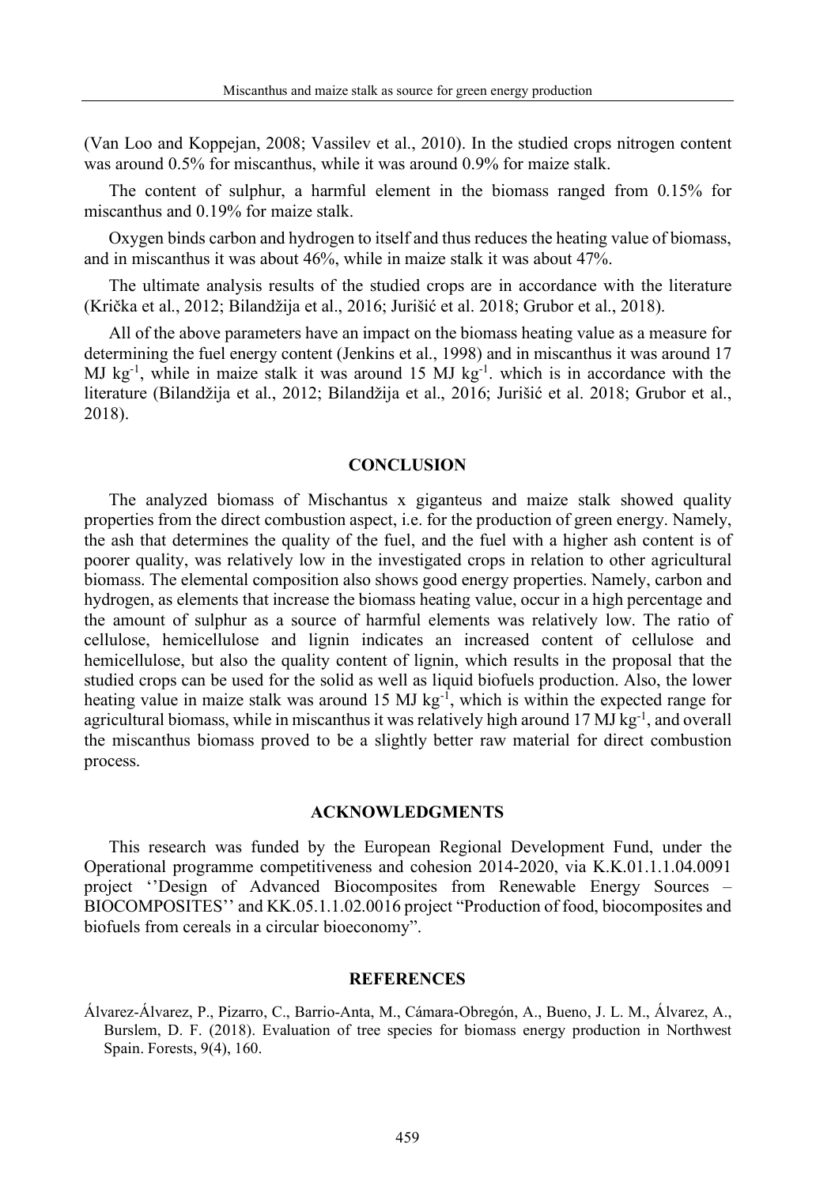(Van Loo and Koppejan, 2008; Vassilev et al., 2010). In the studied crops nitrogen content was around 0.5% for miscanthus, while it was around 0.9% for maize stalk.

The content of sulphur, a harmful element in the biomass ranged from 0.15% for miscanthus and 0.19% for maize stalk.

Oxygen binds carbon and hydrogen to itself and thus reduces the heating value of biomass, and in miscanthus it was about 46%, while in maize stalk it was about 47%.

The ultimate analysis results of the studied crops are in accordance with the literature (Krička et al., 2012; Bilandžija et al., 2016; Jurišić et al. 2018; Grubor et al., 2018).

All of the above parameters have an impact on the biomass heating value as a measure for determining the fuel energy content (Jenkins et al., 1998) and in miscanthus it was around 17 MJ $kg^{-1}$, while in maize stalk it was around 15 MJ $kg^{-1}$. which is in accordance with the literature (Bilandžija et al., 2012; Bilandžija et al., 2016; Jurišić et al. 2018; Grubor et al., 2018).

## CONCLUSION

The analyzed biomass of Mischantus x giganteus and maize stalk showed quality properties from the direct combustion aspect, i.e. for the production of green energy. Namely, the ash that determines the quality of the fuel, and the fuel with a higher ash content is of poorer quality, was relatively low in the investigated crops in relation to other agricultural biomass. The elemental composition also shows good energy properties. Namely, carbon and hydrogen, as elements that increase the biomass heating value, occur in a high percentage and the amount of sulphur as a source of harmful elements was relatively low. The ratio of cellulose, hemicellulose and lignin indicates an increased content of cellulose and hemicellulose, but also the quality content of lignin, which results in the proposal that the studied crops can be used for the solid as well as liquid biofuels production. Also, the lower heating value in maize stalk was around 15 MJ $kg^{-1}$, which is within the expected range for agricultural biomass, while in miscanthus it was relatively high around 17 MJ $kg^{-1}$, and overall the miscanthus biomass proved to be a slightly better raw material for direct combustion process.

## ACKNOWLEDGMENTS

This research was funded by the European Regional Development Fund, under the Operational programme competitiveness and cohesion 2014-2020, via K.K.01.1.1.04.0091 project ''Design of Advanced Biocomposites from Renewable Energy Sources – BIOCOMPOSITES'' and KK.05.1.1.02.0016 project "Production of food, biocomposites and biofuels from cereals in a circular bioeconomy".

## REFERENCES

Álvarez-Álvarez, P., Pizarro, C., Barrio-Anta, M., Cámara-Obregón, A., Bueno, J. L. M., Álvarez, A., Burslem, D. F. (2018). Evaluation of tree species for biomass energy production in Northwest Spain. Forests, 9(4), 160.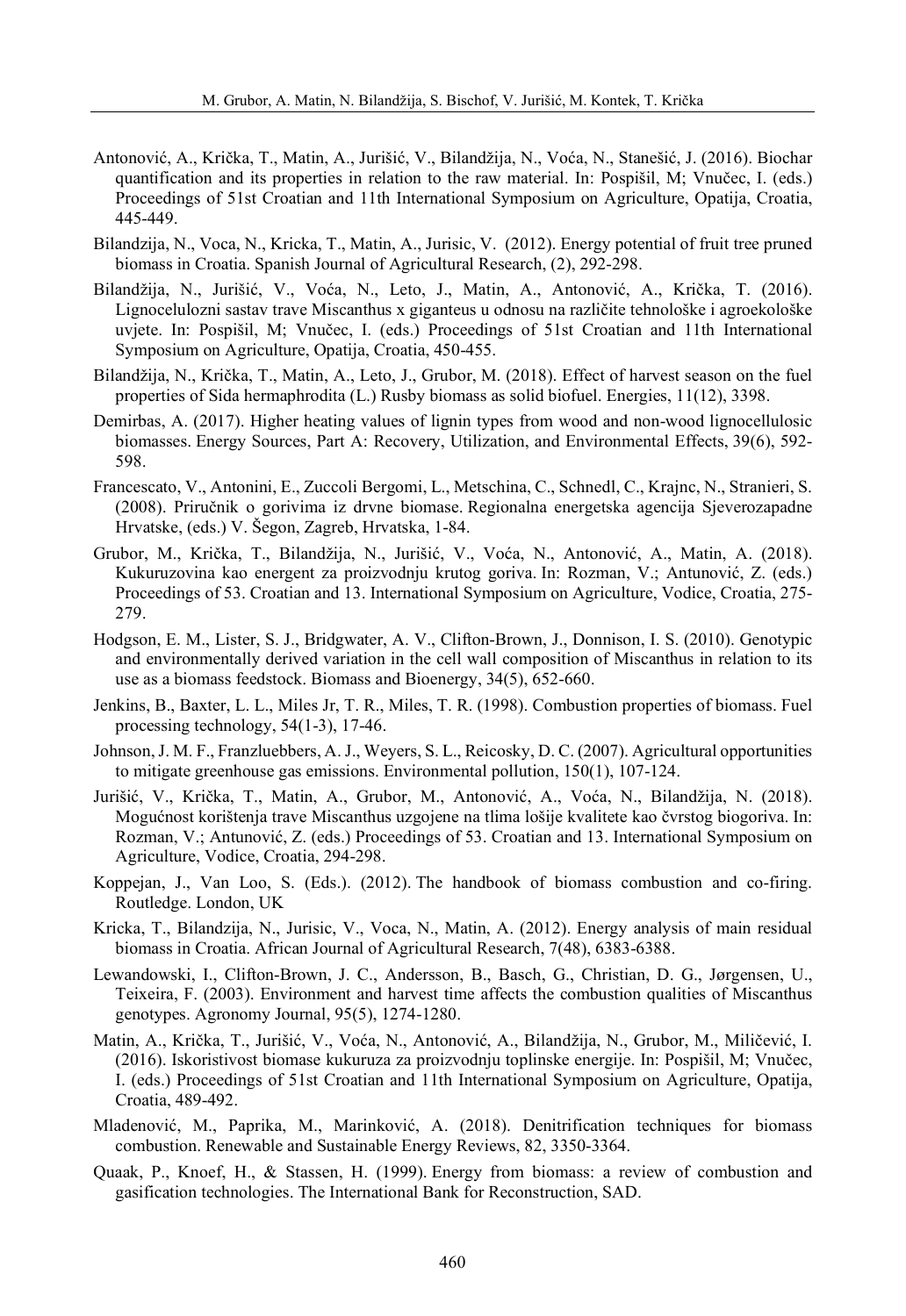Antonović, A., Krička, T., Matin, A., Jurišić, V., Bilandžija, N., Voća, N., Stanešić, J. (2016). Biochar quantification and its properties in relation to the raw material. In: Pospišil, M; Vnučec, I. (eds.) Proceedings of 51st Croatian and 11th International Symposium on Agriculture, Opatija, Croatia, 445-449.

Bilandzija, N., Voca, N., Kricka, T., Matin, A., Jurisic, V. (2012). Energy potential of fruit tree pruned biomass in Croatia. Spanish Journal of Agricultural Research, (2), 292-298.

Bilandžija, N., Jurišić, V., Voća, N., Leto, J., Matin, A., Antonović, A., Krička, T. (2016). Lignocelulozni sastav trave Miscanthus x giganteus u odnosu na različite tehnološke i agroekološke uvjete. In: Pospišil, M; Vnučec, I. (eds.) Proceedings of 51st Croatian and 11th International Symposium on Agriculture, Opatija, Croatia, 450-455.

Bilandžija, N., Krička, T., Matin, A., Leto, J., Grubor, M. (2018). Effect of harvest season on the fuel properties of Sida hermaphrodita (L.) Rusby biomass as solid biofuel. Energies, 11(12), 3398.

Demirbas, A. (2017). Higher heating values of lignin types from wood and non-wood lignocellulosic biomasses. Energy Sources, Part A: Recovery, Utilization, and Environmental Effects, 39(6), 592-598.

Francescato, V., Antonini, E., Zuccoli Bergomi, L., Metschina, C., Schnedl, C., Krajnc, N., Stranieri, S. (2008). Priručnik o gorivima iz drvne biomase. Regionalna energetska agencija Sjeverozapadne Hrvatske, (eds.) V. Šegon, Zagreb, Hrvatska, 1-84.

Grubor, M., Krička, T., Bilandžija, N., Jurišić, V., Voća, N., Antonović, A., Matin, A. (2018). Kukuruzovina kao energent za proizvodnju krutog goriva. In: Rozman, V.; Antunović, Z. (eds.) Proceedings of 53. Croatian and 13. International Symposium on Agriculture, Vodice, Croatia, 275-279.

Hodgson, E. M., Lister, S. J., Bridgwater, A. V., Clifton-Brown, J., Donnison, I. S. (2010). Genotypic and environmentally derived variation in the cell wall composition of Miscanthus in relation to its use as a biomass feedstock. Biomass and Bioenergy, 34(5), 652-660.

Jenkins, B., Baxter, L. L., Miles Jr, T. R., Miles, T. R. (1998). Combustion properties of biomass. Fuel processing technology, 54(1-3), 17-46.

Johnson, J. M. F., Franzluebbers, A. J., Weyers, S. L., Reicosky, D. C. (2007). Agricultural opportunities to mitigate greenhouse gas emissions. Environmental pollution, 150(1), 107-124.

Jurišić, V., Krička, T., Matin, A., Grubor, M., Antonović, A., Voća, N., Bilandžija, N. (2018). Mogućnost korištenja trave Miscanthus uzgojene na tlima lošije kvalitete kao čvrstog biogoriva. In: Rozman, V.; Antunović, Z. (eds.) Proceedings of 53. Croatian and 13. International Symposium on Agriculture, Vodice, Croatia, 294-298.

Koppejan, J., Van Loo, S. (Eds.). (2012). The handbook of biomass combustion and co-firing. Routledge. London, UK

Kricka, T., Bilandzija, N., Jurisic, V., Voca, N., Matin, A. (2012). Energy analysis of main residual biomass in Croatia. African Journal of Agricultural Research, 7(48), 6383-6388.

Lewandowski, I., Clifton-Brown, J. C., Andersson, B., Basch, G., Christian, D. G., Jørgensen, U., Teixeira, F. (2003). Environment and harvest time affects the combustion qualities of Miscanthus genotypes. Agronomy Journal, 95(5), 1274-1280.

Matin, A., Krička, T., Jurišić, V., Voća, N., Antonović, A., Bilandžija, N., Grubor, M., Miličević, I. (2016). Iskoristivost biomase kukuruza za proizvodnju toplinske energije. In: Pospišil, M; Vnučec, I. (eds.) Proceedings of 51st Croatian and 11th International Symposium on Agriculture, Opatija, Croatia, 489-492.

Mladenović, M., Paprika, M., Marinković, A. (2018). Denitrification techniques for biomass combustion. Renewable and Sustainable Energy Reviews, 82, 3350-3364.

Quaak, P., Knoef, H., & Stassen, H. (1999). Energy from biomass: a review of combustion and gasification technologies. The International Bank for Reconstruction, SAD.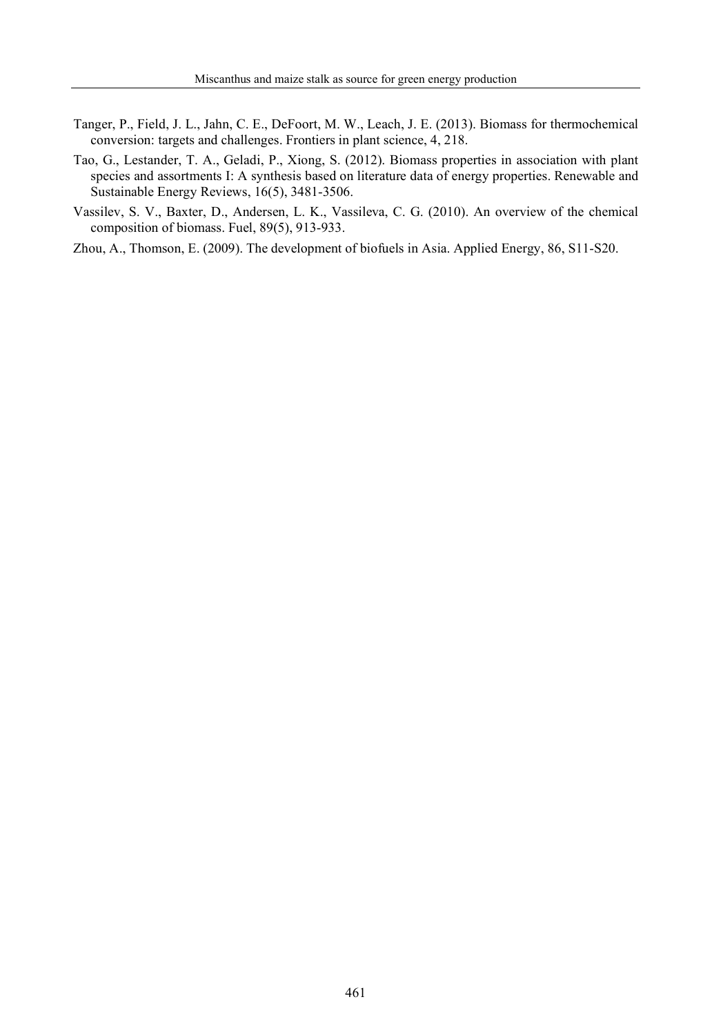Tanger, P., Field, J. L., Jahn, C. E., DeFoort, M. W., Leach, J. E. (2013). Biomass for thermochemical conversion: targets and challenges. Frontiers in plant science, 4, 218.

Tao, G., Lestander, T. A., Geladi, P., Xiong, S. (2012). Biomass properties in association with plant species and assortments I: A synthesis based on literature data of energy properties. Renewable and Sustainable Energy Reviews, 16(5), 3481-3506.

Vassilev, S. V., Baxter, D., Andersen, L. K., Vassileva, C. G. (2010). An overview of the chemical composition of biomass. Fuel, 89(5), 913-933.

Zhou, A., Thomson, E. (2009). The development of biofuels in Asia. Applied Energy, 86, S11-S20.